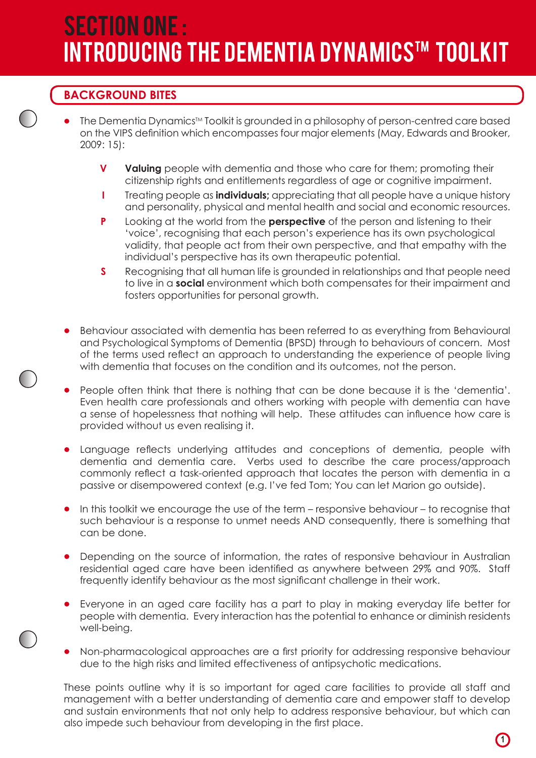# SECTION ONE : INTRODUCING THE DEMENTIA DYNAMICS™ TOOLKIT

## BACKGROUND BITES

- The Dementia Dynamics™ Toolkit is grounded in a philosophy of person-centred care based on the VIPS definition which encompasses four major elements (May, Edwards and Brooker, 2009: 15):

  **V** **Valuing** people with dementia and those who care for them; promoting their citizenship rights and entitlements regardless of age or cognitive impairment.

  **I** Treating people as **individuals;** appreciating that all people have a unique history and personality, physical and mental health and social and economic resources.

  **P** Looking at the world from the **perspective** of the person and listening to their 'voice', recognising that each person's experience has its own psychological validity, that people act from their own perspective, and that empathy with the individual's perspective has its own therapeutic potential.

  **S** Recognising that all human life is grounded in relationships and that people need to live in a **social** environment which both compensates for their impairment and fosters opportunities for personal growth.

- Behaviour associated with dementia has been referred to as everything from Behavioural and Psychological Symptoms of Dementia (BPSD) through to behaviours of concern. Most of the terms used reflect an approach to understanding the experience of people living with dementia that focuses on the condition and its outcomes, not the person.

- People often think that there is nothing that can be done because it is the 'dementia'. Even health care professionals and others working with people with dementia can have a sense of hopelessness that nothing will help. These attitudes can influence how care is provided without us even realising it.

- Language reflects underlying attitudes and conceptions of dementia, people with dementia and dementia care. Verbs used to describe the care process/approach commonly reflect a task-oriented approach that locates the person with dementia in a passive or disempowered context (e.g. I've fed Tom; You can let Marion go outside).

- In this toolkit we encourage the use of the term – responsive behaviour – to recognise that such behaviour is a response to unmet needs AND consequently, there is something that can be done.

- Depending on the source of information, the rates of responsive behaviour in Australian residential aged care have been identified as anywhere between 29% and 90%. Staff frequently identify behaviour as the most significant challenge in their work.

- Everyone in an aged care facility has a part to play in making everyday life better for people with dementia. Every interaction has the potential to enhance or diminish residents well-being.

- Non-pharmacological approaches are a first priority for addressing responsive behaviour due to the high risks and limited effectiveness of antipsychotic medications.

These points outline why it is so important for aged care facilities to provide all staff and management with a better understanding of dementia care and empower staff to develop and sustain environments that not only help to address responsive behaviour, but which can also impede such behaviour from developing in the first place.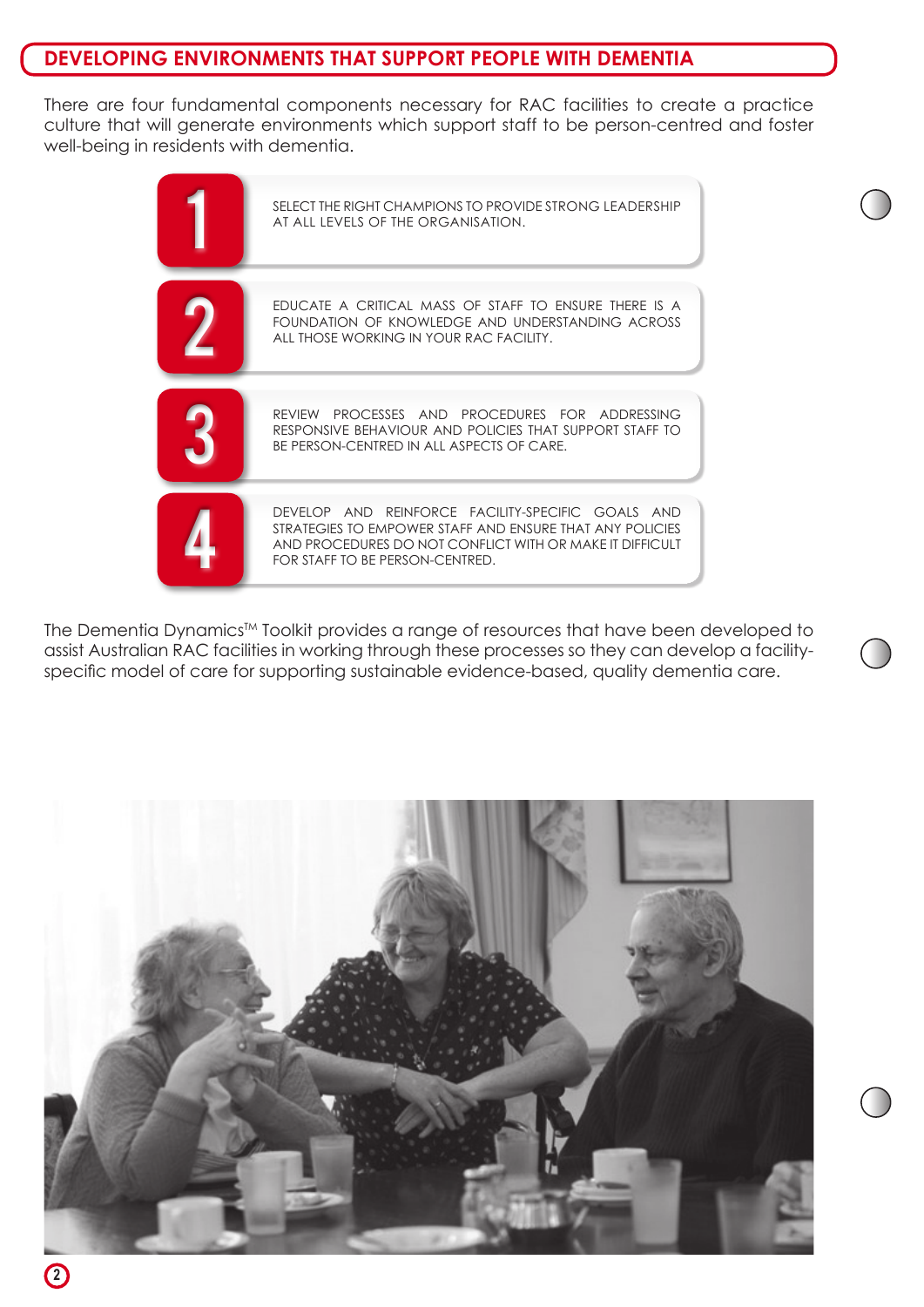## DEVELOPING ENVIRONMENTS THAT SUPPORT PEOPLE WITH DEMENTIA

There are four fundamental components necessary for RAC facilities to create a practice culture that will generate environments which support staff to be person-centred and foster well-being in residents with dementia.

1. SELECT THE RIGHT CHAMPIONS TO PROVIDE STRONG LEADERSHIP AT ALL LEVELS OF THE ORGANISATION.
2. EDUCATE A CRITICAL MASS OF STAFF TO ENSURE THERE IS A FOUNDATION OF KNOWLEDGE AND UNDERSTANDING ACROSS ALL THOSE WORKING IN YOUR RAC FACILITY.
3. REVIEW PROCESSES AND PROCEDURES FOR ADDRESSING RESPONSIVE BEHAVIOUR AND POLICIES THAT SUPPORT STAFF TO BE PERSON-CENTRED IN ALL ASPECTS OF CARE.
4. DEVELOP AND REINFORCE FACILITY-SPECIFIC GOALS AND STRATEGIES TO EMPOWER STAFF AND ENSURE THAT ANY POLICIES AND PROCEDURES DO NOT CONFLICT WITH OR MAKE IT DIFFICULT FOR STAFF TO BE PERSON-CENTRED.

The Dementia Dynamics™ Toolkit provides a range of resources that have been developed to assist Australian RAC facilities in working through these processes so they can develop a facility-specific model of care for supporting sustainable evidence-based, quality dementia care.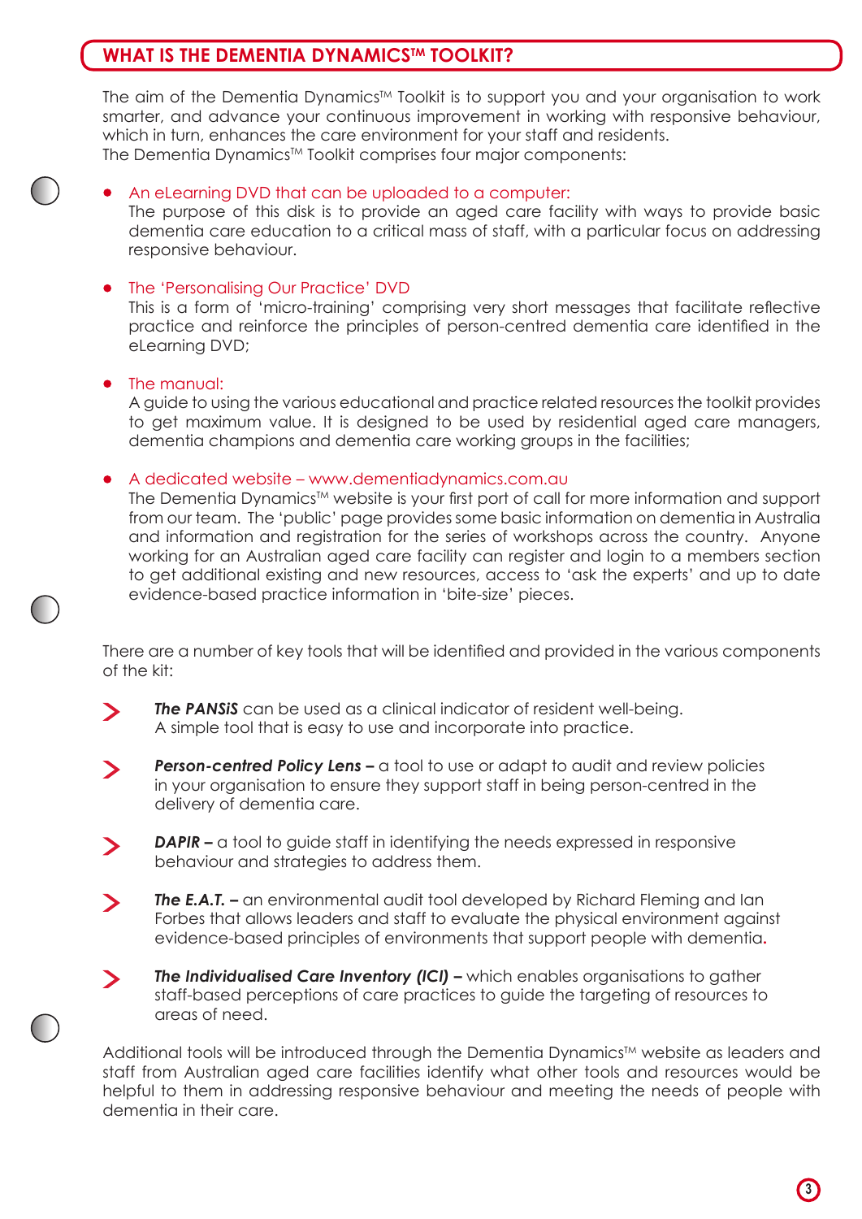## WHAT IS THE DEMENTIA DYNAMICS™ TOOLKIT?

The aim of the Dementia Dynamics™ Toolkit is to support you and your organisation to work smarter, and advance your continuous improvement in working with responsive behaviour, which in turn, enhances the care environment for your staff and residents.
The Dementia Dynamics™ Toolkit comprises four major components:

- An eLearning DVD that can be uploaded to a computer:
  The purpose of this disk is to provide an aged care facility with ways to provide basic dementia care education to a critical mass of staff, with a particular focus on addressing responsive behaviour.

- The 'Personalising Our Practice' DVD
  This is a form of 'micro-training' comprising very short messages that facilitate reflective practice and reinforce the principles of person-centred dementia care identified in the eLearning DVD;

- The manual:
  A guide to using the various educational and practice related resources the toolkit provides to get maximum value. It is designed to be used by residential aged care managers, dementia champions and dementia care working groups in the facilities;

- A dedicated website – www.dementiadynamics.com.au
  The Dementia Dynamics™ website is your first port of call for more information and support from our team. The 'public' page provides some basic information on dementia in Australia and information and registration for the series of workshops across the country. Anyone working for an Australian aged care facility can register and login to a members section to get additional existing and new resources, access to 'ask the experts' and up to date evidence-based practice information in 'bite-size' pieces.

There are a number of key tools that will be identified and provided in the various components of the kit:

- ***The PANSiS*** can be used as a clinical indicator of resident well-being. A simple tool that is easy to use and incorporate into practice.

- ***Person-centred Policy Lens –*** a tool to use or adapt to audit and review policies in your organisation to ensure they support staff in being person-centred in the delivery of dementia care.

- ***DAPIR –*** a tool to guide staff in identifying the needs expressed in responsive behaviour and strategies to address them.

- ***The E.A.T. –*** an environmental audit tool developed by Richard Fleming and Ian Forbes that allows leaders and staff to evaluate the physical environment against evidence-based principles of environments that support people with dementia.

- ***The Individualised Care Inventory (ICI) –*** which enables organisations to gather staff-based perceptions of care practices to guide the targeting of resources to areas of need.

Additional tools will be introduced through the Dementia Dynamics™ website as leaders and staff from Australian aged care facilities identify what other tools and resources would be helpful to them in addressing responsive behaviour and meeting the needs of people with dementia in their care.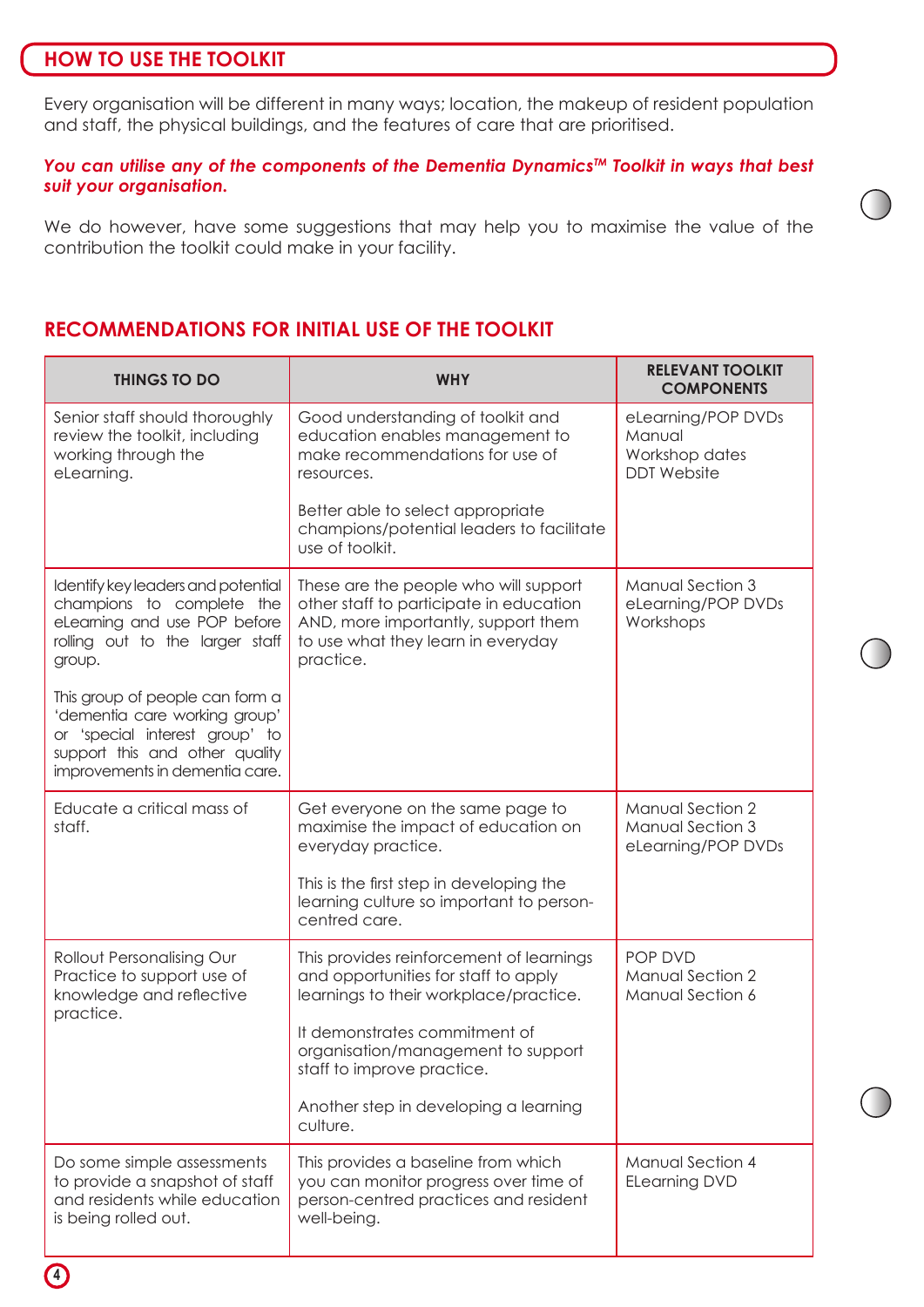## HOW TO USE THE TOOLKIT

Every organisation will be different in many ways; location, the makeup of resident population and staff, the physical buildings, and the features of care that are prioritised.

***You can utilise any of the components of the Dementia Dynamics™ Toolkit in ways that best suit your organisation.***

We do however, have some suggestions that may help you to maximise the value of the contribution the toolkit could make in your facility.

## RECOMMENDATIONS FOR INITIAL USE OF THE TOOLKIT

| THINGS TO DO | WHY | RELEVANT TOOLKIT COMPONENTS |
|---|---|---|
| Senior staff should thoroughly review the toolkit, including working through the eLearning. | Good understanding of toolkit and education enables management to make recommendations for use of resources.<br><br>Better able to select appropriate champions/potential leaders to facilitate use of toolkit. | eLearning/POP DVDs<br>Manual<br>Workshop dates<br>DDT Website |
| Identify key leaders and potential champions to complete the eLearning and use POP before rolling out to the larger staff group.<br><br>This group of people can form a 'dementia care working group' or 'special interest group' to support this and other quality improvements in dementia care. | These are the people who will support other staff to participate in education AND, more importantly, support them to use what they learn in everyday practice. | Manual Section 3<br>eLearning/POP DVDs<br>Workshops |
| Educate a critical mass of staff. | Get everyone on the same page to maximise the impact of education on everyday practice.<br><br>This is the first step in developing the learning culture so important to person-centred care. | Manual Section 2<br>Manual Section 3<br>eLearning/POP DVDs |
| Rollout Personalising Our Practice to support use of knowledge and reflective practice. | This provides reinforcement of learnings and opportunities for staff to apply learnings to their workplace/practice.<br><br>It demonstrates commitment of organisation/management to support staff to improve practice.<br><br>Another step in developing a learning culture. | POP DVD<br>Manual Section 2<br>Manual Section 6 |
| Do some simple assessments to provide a snapshot of staff and residents while education is being rolled out. | This provides a baseline from which you can monitor progress over time of person-centred practices and resident well-being. | Manual Section 4<br>ELearning DVD |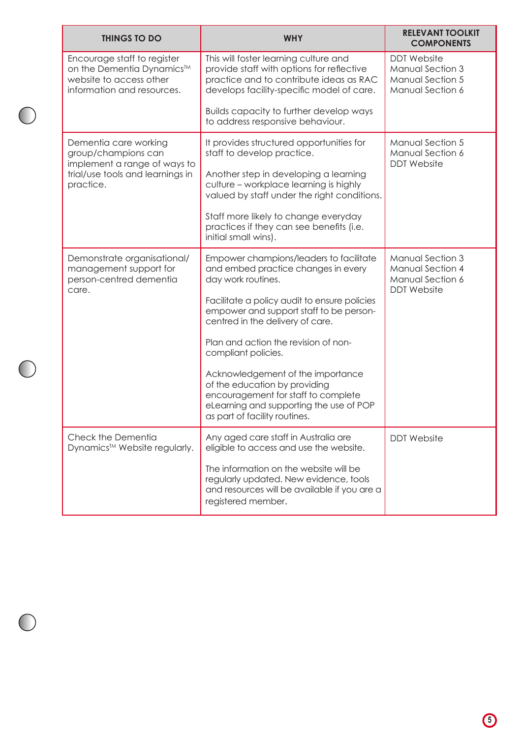| THINGS TO DO | WHY | RELEVANT TOOLKIT COMPONENTS |
|---|---|---|
| Encourage staff to register on the Dementia Dynamics™ website to access other information and resources. | This will foster learning culture and provide staff with options for reflective practice and to contribute ideas as RAC develops facility-specific model of care.<br><br>Builds capacity to further develop ways to address responsive behaviour. | DDT Website<br>Manual Section 3<br>Manual Section 5<br>Manual Section 6 |
| Dementia care working group/champions can implement a range of ways to trial/use tools and learnings in practice. | It provides structured opportunities for staff to develop practice.<br><br>Another step in developing a learning culture – workplace learning is highly valued by staff under the right conditions.<br><br>Staff more likely to change everyday practices if they can see benefits (i.e. initial small wins). | Manual Section 5<br>Manual Section 6<br>DDT Website |
| Demonstrate organisational/ management support for person-centred dementia care. | Empower champions/leaders to facilitate and embed practice changes in every day work routines.<br><br>Facilitate a policy audit to ensure policies empower and support staff to be person-centred in the delivery of care.<br><br>Plan and action the revision of non-compliant policies.<br><br>Acknowledgement of the importance of the education by providing encouragement for staff to complete eLearning and supporting the use of POP as part of facility routines. | Manual Section 3<br>Manual Section 4<br>Manual Section 6<br>DDT Website |
| Check the Dementia Dynamics™ Website regularly. | Any aged care staff in Australia are eligible to access and use the website.<br><br>The information on the website will be regularly updated. New evidence, tools and resources will be available if you are a registered member. | DDT Website |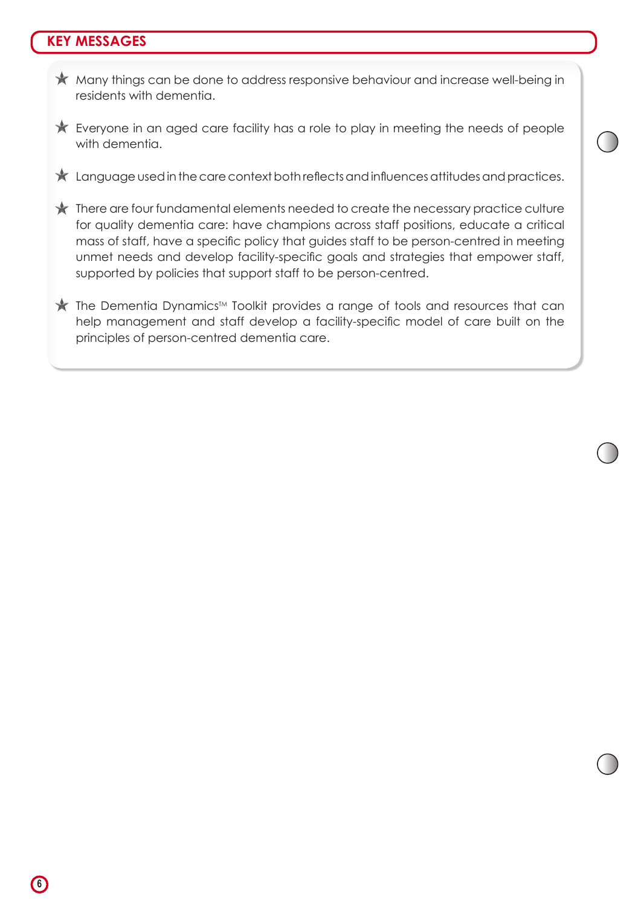## KEY MESSAGES

- Many things can be done to address responsive behaviour and increase well-being in residents with dementia.
- Everyone in an aged care facility has a role to play in meeting the needs of people with dementia.
- Language used in the care context both reflects and influences attitudes and practices.
- There are four fundamental elements needed to create the necessary practice culture for quality dementia care: have champions across staff positions, educate a critical mass of staff, have a specific policy that guides staff to be person-centred in meeting unmet needs and develop facility-specific goals and strategies that empower staff, supported by policies that support staff to be person-centred.
- The Dementia Dynamics™ Toolkit provides a range of tools and resources that can help management and staff develop a facility-specific model of care built on the principles of person-centred dementia care.